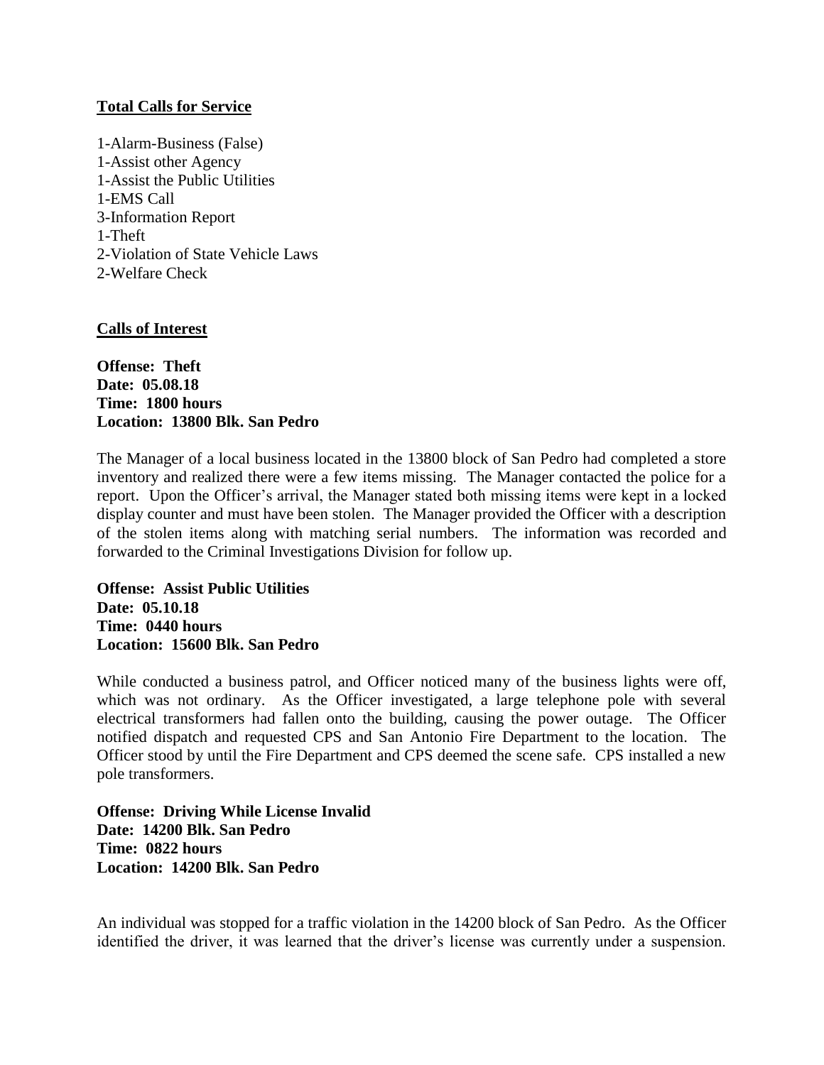**Total Calls for Service**

1-Alarm-Business (False)
1-Assist other Agency
1-Assist the Public Utilities
1-EMS Call
3-Information Report
1-Theft
2-Violation of State Vehicle Laws
2-Welfare Check

**Calls of Interest**

**Offense: Theft**
**Date: 05.08.18**
**Time: 1800 hours**
**Location: 13800 Blk. San Pedro**

The Manager of a local business located in the 13800 block of San Pedro had completed a store inventory and realized there were a few items missing. The Manager contacted the police for a report. Upon the Officer's arrival, the Manager stated both missing items were kept in a locked display counter and must have been stolen. The Manager provided the Officer with a description of the stolen items along with matching serial numbers. The information was recorded and forwarded to the Criminal Investigations Division for follow up.

**Offense: Assist Public Utilities**
**Date: 05.10.18**
**Time: 0440 hours**
**Location: 15600 Blk. San Pedro**

While conducted a business patrol, and Officer noticed many of the business lights were off, which was not ordinary. As the Officer investigated, a large telephone pole with several electrical transformers had fallen onto the building, causing the power outage. The Officer notified dispatch and requested CPS and San Antonio Fire Department to the location. The Officer stood by until the Fire Department and CPS deemed the scene safe. CPS installed a new pole transformers.

**Offense: Driving While License Invalid**
**Date: 14200 Blk. San Pedro**
**Time: 0822 hours**
**Location: 14200 Blk. San Pedro**

An individual was stopped for a traffic violation in the 14200 block of San Pedro. As the Officer identified the driver, it was learned that the driver's license was currently under a suspension.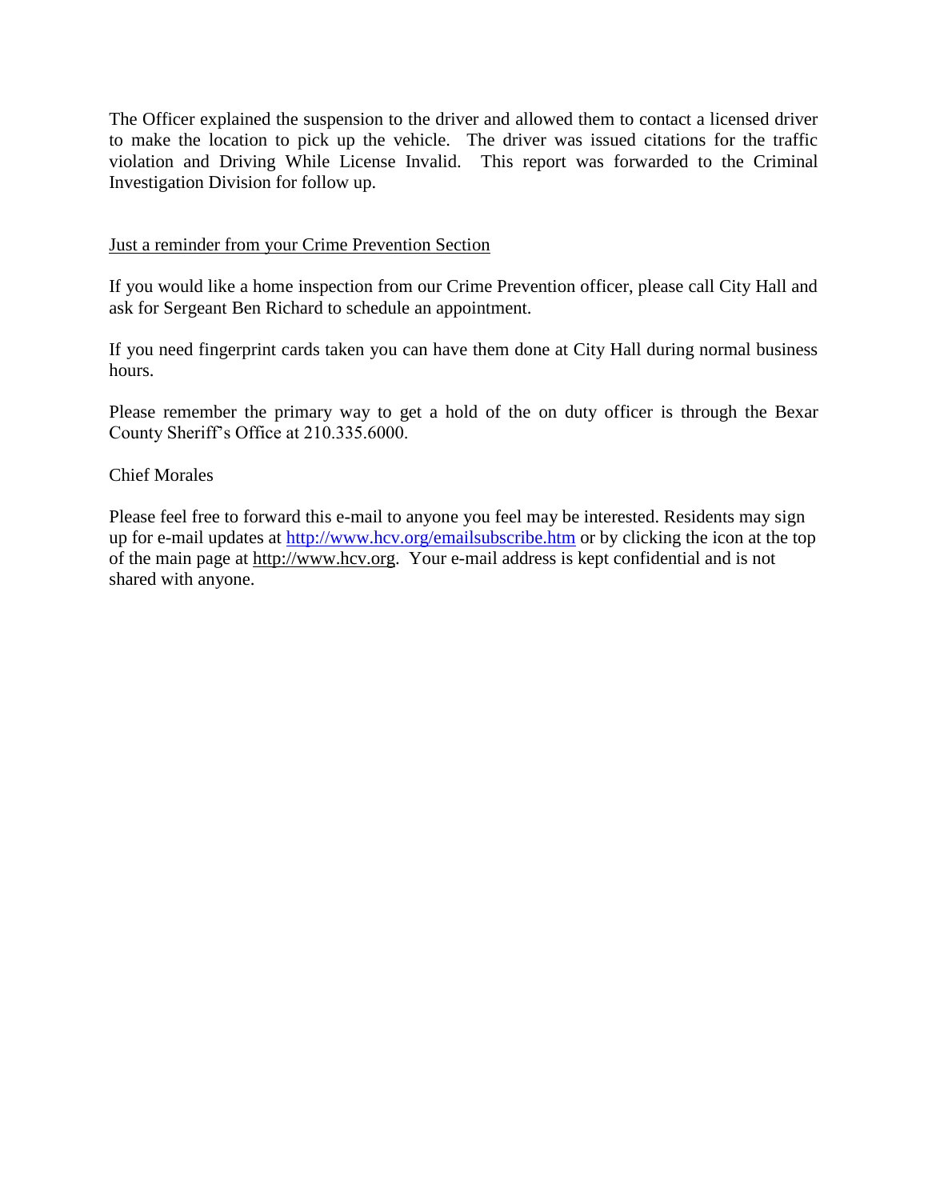The Officer explained the suspension to the driver and allowed them to contact a licensed driver to make the location to pick up the vehicle. The driver was issued citations for the traffic violation and Driving While License Invalid. This report was forwarded to the Criminal Investigation Division for follow up.

Just a reminder from your Crime Prevention Section

If you would like a home inspection from our Crime Prevention officer, please call City Hall and ask for Sergeant Ben Richard to schedule an appointment.

If you need fingerprint cards taken you can have them done at City Hall during normal business hours.

Please remember the primary way to get a hold of the on duty officer is through the Bexar County Sheriff's Office at 210.335.6000.

Chief Morales

Please feel free to forward this e-mail to anyone you feel may be interested. Residents may sign up for e-mail updates at http://www.hcv.org/emailsubscribe.htm or by clicking the icon at the top of the main page at http://www.hcv.org. Your e-mail address is kept confidential and is not shared with anyone.